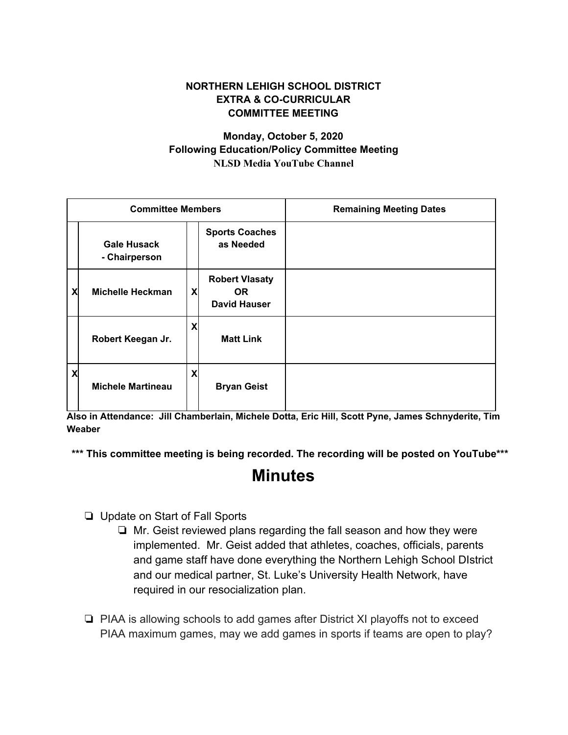**NORTHERN LEHIGH SCHOOL DISTRICT**
**EXTRA & CO-CURRICULAR**
**COMMITTEE MEETING**

**Monday, October 5, 2020**
**Following Education/Policy Committee Meeting**
**NLSD Media YouTube Channel**

| Committee Members | | | | Remaining Meeting Dates |
|---|---|---|---|---|
| | **Gale Husack - Chairperson** | | **Sports Coaches as Needed** | |
| X | **Michelle Heckman** | X | **Robert Vlasaty OR David Hauser** | |
| | **Robert Keegan Jr.** | X | **Matt Link** | |
| X | **Michele Martineau** | X | **Bryan Geist** | |

**Also in Attendance: Jill Chamberlain, Michele Dotta, Eric Hill, Scott Pyne, James Schnyderite, Tim Weaber**

**\*\*\* This committee meeting is being recorded. The recording will be posted on YouTube\*\*\***

# Minutes

- ❏ Update on Start of Fall Sports
    - ❏ Mr. Geist reviewed plans regarding the fall season and how they were implemented. Mr. Geist added that athletes, coaches, officials, parents and game staff have done everything the Northern Lehigh School DIstrict and our medical partner, St. Luke's University Health Network, have required in our resocialization plan.

- ❏ PIAA is allowing schools to add games after District XI playoffs not to exceed PIAA maximum games, may we add games in sports if teams are open to play?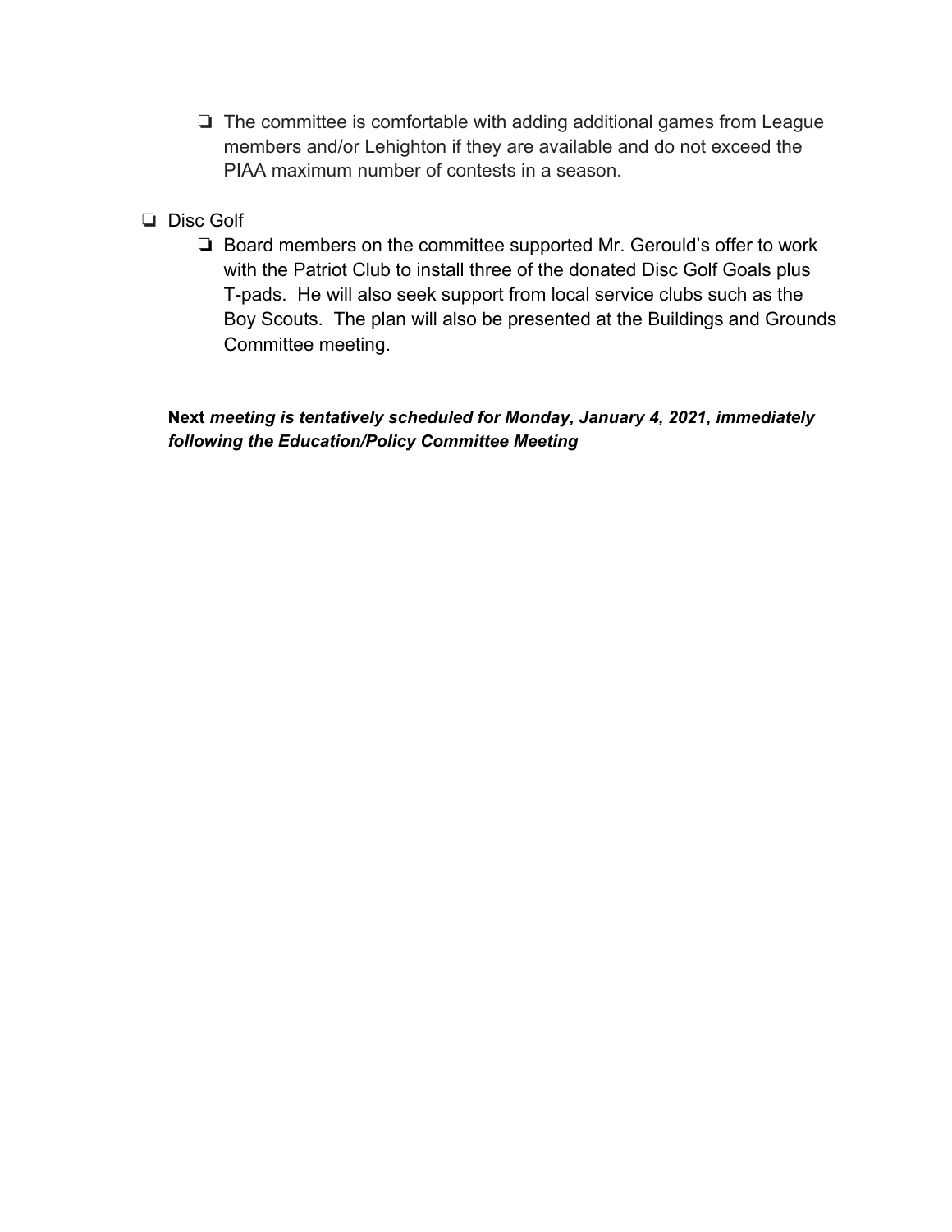- The committee is comfortable with adding additional games from League members and/or Lehighton if they are available and do not exceed the PIAA maximum number of contests in a season.

- Disc Golf
    - Board members on the committee supported Mr. Gerould's offer to work with the Patriot Club to install three of the donated Disc Golf Goals plus T-pads. He will also seek support from local service clubs such as the Boy Scouts. The plan will also be presented at the Buildings and Grounds Committee meeting.

**Next** ***meeting is tentatively scheduled for Monday, January 4, 2021, immediately following the Education/Policy Committee Meeting***